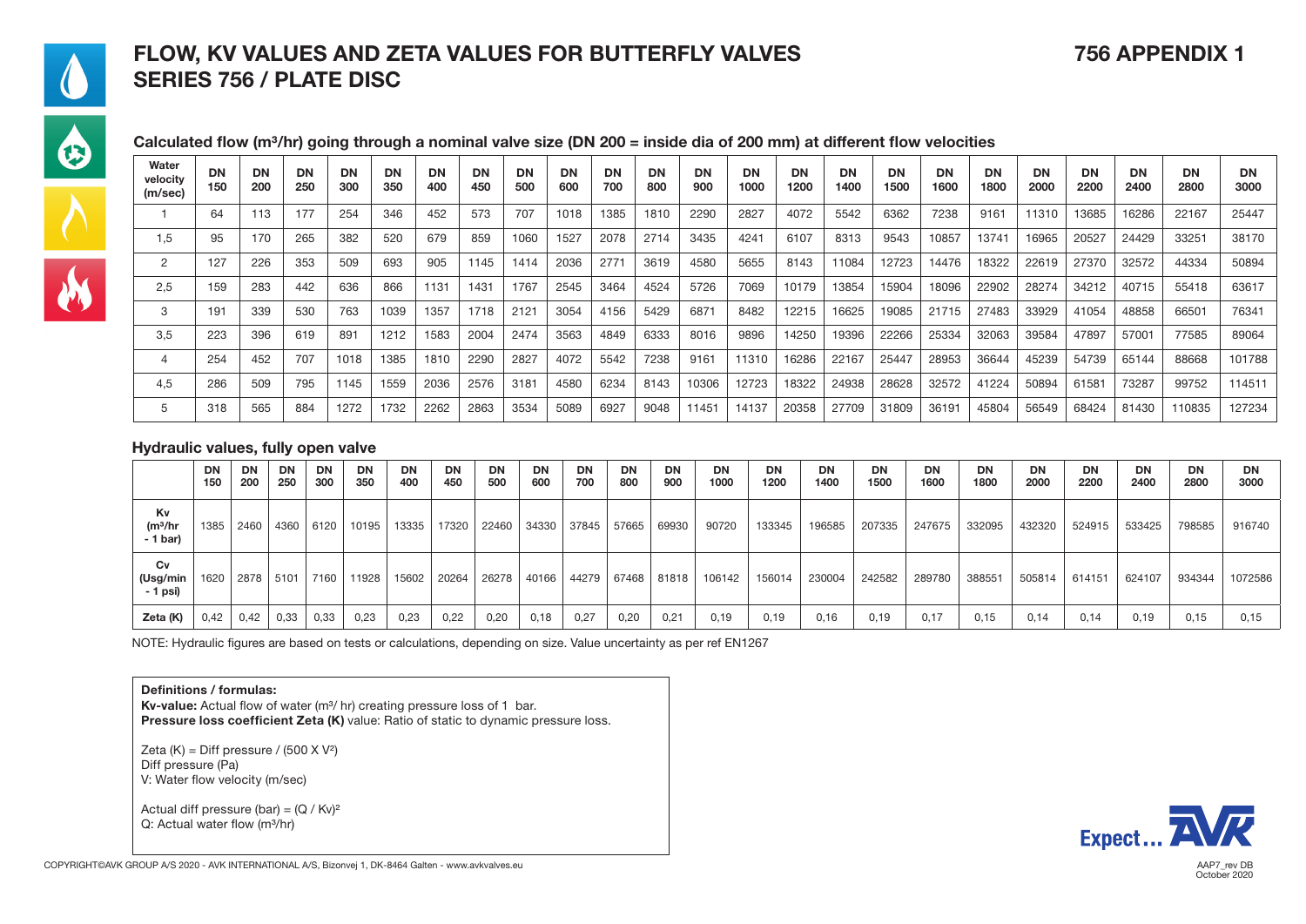# FLOW, KV VALUES AND ZETA VALUES FOR BUTTERFLY VALVES SERIES 756 / PLATE DISC

**756 APPENDIX 1**

### Calculated flow (m³/hr) going through a nominal valve size (DN 200 = inside dia of 200 mm) at different flow velocities

| Water velocity (m/sec) | DN 150 | DN 200 | DN 250 | DN 300 | DN 350 | DN 400 | DN 450 | DN 500 | DN 600 | DN 700 | DN 800 | DN 900 | DN 1000 | DN 1200 | DN 1400 | DN 1500 | DN 1600 | DN 1800 | DN 2000 | DN 2200 | DN 2400 | DN 2800 | DN 3000 |
|---|---|---|---|---|---|---|---|---|---|---|---|---|---|---|---|---|---|---|---|---|---|---|---|
| 1 | 64 | 113 | 177 | 254 | 346 | 452 | 573 | 707 | 1018 | 1385 | 1810 | 2290 | 2827 | 4072 | 5542 | 6362 | 7238 | 9161 | 11310 | 13685 | 16286 | 22167 | 25447 |
| 1,5 | 95 | 170 | 265 | 382 | 520 | 679 | 859 | 1060 | 1527 | 2078 | 2714 | 3435 | 4241 | 6107 | 8313 | 9543 | 10857 | 13741 | 16965 | 20527 | 24429 | 33251 | 38170 |
| 2 | 127 | 226 | 353 | 509 | 693 | 905 | 1145 | 1414 | 2036 | 2771 | 3619 | 4580 | 5655 | 8143 | 11084 | 12723 | 14476 | 18322 | 22619 | 27370 | 32572 | 44334 | 50894 |
| 2,5 | 159 | 283 | 442 | 636 | 866 | 1131 | 1431 | 1767 | 2545 | 3464 | 4524 | 5726 | 7069 | 10179 | 13854 | 15904 | 18096 | 22902 | 28274 | 34212 | 40715 | 55418 | 63617 |
| 3 | 191 | 339 | 530 | 763 | 1039 | 1357 | 1718 | 2121 | 3054 | 4156 | 5429 | 6871 | 8482 | 12215 | 16625 | 19085 | 21715 | 27483 | 33929 | 41054 | 48858 | 66501 | 76341 |
| 3,5 | 223 | 396 | 619 | 891 | 1212 | 1583 | 2004 | 2474 | 3563 | 4849 | 6333 | 8016 | 9896 | 14250 | 19396 | 22266 | 25334 | 32063 | 39584 | 47897 | 57001 | 77585 | 89064 |
| 4 | 254 | 452 | 707 | 1018 | 1385 | 1810 | 2290 | 2827 | 4072 | 5542 | 7238 | 9161 | 11310 | 16286 | 22167 | 25447 | 28953 | 36644 | 45239 | 54739 | 65144 | 88668 | 101788 |
| 4,5 | 286 | 509 | 795 | 1145 | 1559 | 2036 | 2576 | 3181 | 4580 | 6234 | 8143 | 10306 | 12723 | 18322 | 24938 | 28628 | 32572 | 41224 | 50894 | 61581 | 73287 | 99752 | 114511 |
| 5 | 318 | 565 | 884 | 1272 | 1732 | 2262 | 2863 | 3534 | 5089 | 6927 | 9048 | 11451 | 14137 | 20358 | 27709 | 31809 | 36191 | 45804 | 56549 | 68424 | 81430 | 110835 | 127234 |

### Hydraulic values, fully open valve

| | DN 150 | DN 200 | DN 250 | DN 300 | DN 350 | DN 400 | DN 450 | DN 500 | DN 600 | DN 700 | DN 800 | DN 900 | DN 1000 | DN 1200 | DN 1400 | DN 1500 | DN 1600 | DN 1800 | DN 2000 | DN 2200 | DN 2400 | DN 2800 | DN 3000 |
|---|---|---|---|---|---|---|---|---|---|---|---|---|---|---|---|---|---|---|---|---|---|---|---|
| Kv (m³/hr - 1 bar) | 1385 | 2460 | 4360 | 6120 | 10195 | 13335 | 17320 | 22460 | 34330 | 37845 | 57665 | 69930 | 90720 | 133345 | 196585 | 207335 | 247675 | 332095 | 432320 | 524915 | 533425 | 798585 | 916740 |
| Cv (Usg/min - 1 psi) | 1620 | 2878 | 5101 | 7160 | 11928 | 15602 | 20264 | 26278 | 40166 | 44279 | 67468 | 81818 | 106142 | 156014 | 230004 | 242582 | 289780 | 388551 | 505814 | 614151 | 624107 | 934344 | 1072586 |
| Zeta (K) | 0,42 | 0,42 | 0,33 | 0,33 | 0,23 | 0,23 | 0,22 | 0,20 | 0,18 | 0,27 | 0,20 | 0,21 | 0,19 | 0,19 | 0,16 | 0,19 | 0,17 | 0,15 | 0,14 | 0,14 | 0,19 | 0,15 | 0,15 |

NOTE: Hydraulic figures are based on tests or calculations, depending on size. Value uncertainty as per ref EN1267

**Definitions / formulas:**

**Kv-value:** Actual flow of water (m³/ hr) creating pressure loss of 1 bar.

**Pressure loss coefficient Zeta (K)** value: Ratio of static to dynamic pressure loss.

Zeta (K) = Diff pressure / $(500 \times V^2)$

Diff pressure (Pa)

V: Water flow velocity (m/sec)

Actual diff pressure (bar) = $(Q / Kv)^2$

Q: Actual water flow (m³/hr)

COPYRIGHT©AVK GROUP A/S 2020 - AVK INTERNATIONAL A/S, Bizonvej 1, DK-8464 Galten - www.avkvalves.eu

AAP7_rev DB October 2020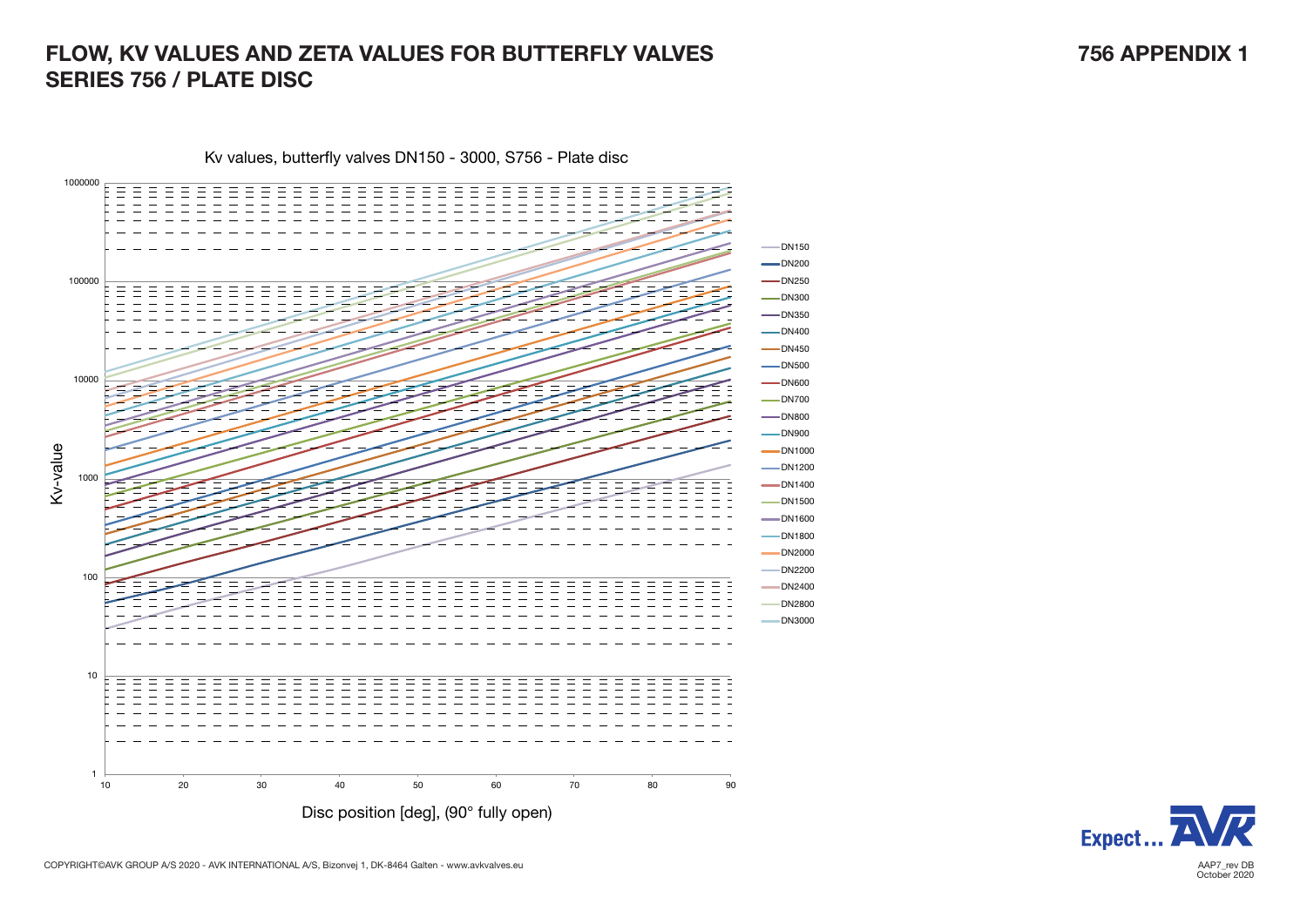# FLOW, KV VALUES AND ZETA VALUES FOR BUTTERFLY VALVES SERIES 756 / PLATE DISC

## 756 APPENDIX 1

Kv values, butterfly valves DN150 - 3000, S756 - Plate disc

Kv-value: 1, 10, 100, 1000, 10000, 100000, 1000000

Disc position [deg], (90° fully open): 10, 20, 30, 40, 50, 60, 70, 80, 90

- DN150
- DN200
- DN250
- DN300
- DN350
- DN400
- DN450
- DN500
- DN600
- DN700
- DN800
- DN900
- DN1000
- DN1200
- DN1400
- DN1500
- DN1600
- DN1800
- DN2000
- DN2200
- DN2400
- DN2800
- DN3000

COPYRIGHT©AVK GROUP A/S 2020 - AVK INTERNATIONAL A/S, Bizonvej 1, DK-8464 Galten - www.avkvalves.eu

AAP7_rev DB
October 2020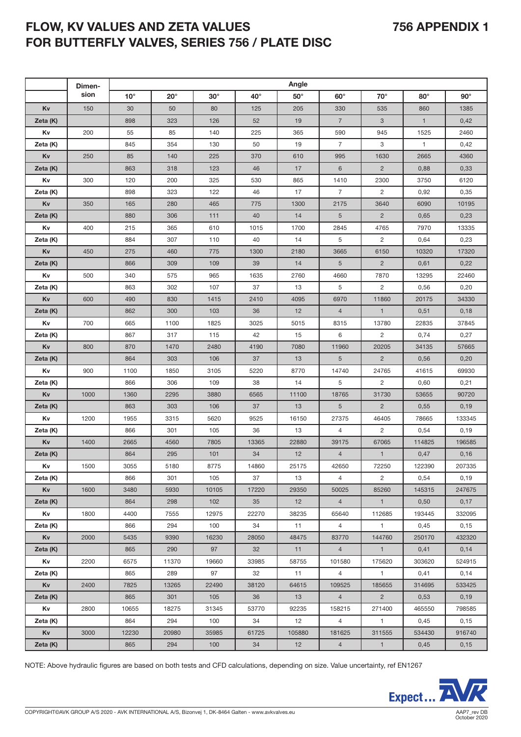# FLOW, KV VALUES AND ZETA VALUES FOR BUTTERFLY VALVES, SERIES 756 / PLATE DISC

## 756 APPENDIX 1

| | Dimen-sion | Angle | | | | | | | | |
|---|---|---|---|---|---|---|---|---|---|---|
| | | 10° | 20° | 30° | 40° | 50° | 60° | 70° | 80° | 90° |
| Kv | 150 | 30 | 50 | 80 | 125 | 205 | 330 | 535 | 860 | 1385 |
| Zeta (K) | | 898 | 323 | 126 | 52 | 19 | 7 | 3 | 1 | 0,42 |
| Kv | 200 | 55 | 85 | 140 | 225 | 365 | 590 | 945 | 1525 | 2460 |
| Zeta (K) | | 845 | 354 | 130 | 50 | 19 | 7 | 3 | 1 | 0,42 |
| Kv | 250 | 85 | 140 | 225 | 370 | 610 | 995 | 1630 | 2665 | 4360 |
| Zeta (K) | | 863 | 318 | 123 | 46 | 17 | 6 | 2 | 0,88 | 0,33 |
| Kv | 300 | 120 | 200 | 325 | 530 | 865 | 1410 | 2300 | 3750 | 6120 |
| Zeta (K) | | 898 | 323 | 122 | 46 | 17 | 7 | 2 | 0,92 | 0,35 |
| Kv | 350 | 165 | 280 | 465 | 775 | 1300 | 2175 | 3640 | 6090 | 10195 |
| Zeta (K) | | 880 | 306 | 111 | 40 | 14 | 5 | 2 | 0,65 | 0,23 |
| Kv | 400 | 215 | 365 | 610 | 1015 | 1700 | 2845 | 4765 | 7970 | 13335 |
| Zeta (K) | | 884 | 307 | 110 | 40 | 14 | 5 | 2 | 0,64 | 0,23 |
| Kv | 450 | 275 | 460 | 775 | 1300 | 2180 | 3665 | 6150 | 10320 | 17320 |
| Zeta (K) | | 866 | 309 | 109 | 39 | 14 | 5 | 2 | 0,61 | 0,22 |
| Kv | 500 | 340 | 575 | 965 | 1635 | 2760 | 4660 | 7870 | 13295 | 22460 |
| Zeta (K) | | 863 | 302 | 107 | 37 | 13 | 5 | 2 | 0,56 | 0,20 |
| Kv | 600 | 490 | 830 | 1415 | 2410 | 4095 | 6970 | 11860 | 20175 | 34330 |
| Zeta (K) | | 862 | 300 | 103 | 36 | 12 | 4 | 1 | 0,51 | 0,18 |
| Kv | 700 | 665 | 1100 | 1825 | 3025 | 5015 | 8315 | 13780 | 22835 | 37845 |
| Zeta (K) | | 867 | 317 | 115 | 42 | 15 | 6 | 2 | 0,74 | 0,27 |
| Kv | 800 | 870 | 1470 | 2480 | 4190 | 7080 | 11960 | 20205 | 34135 | 57665 |
| Zeta (K) | | 864 | 303 | 106 | 37 | 13 | 5 | 2 | 0,56 | 0,20 |
| Kv | 900 | 1100 | 1850 | 3105 | 5220 | 8770 | 14740 | 24765 | 41615 | 69930 |
| Zeta (K) | | 866 | 306 | 109 | 38 | 14 | 5 | 2 | 0,60 | 0,21 |
| Kv | 1000 | 1360 | 2295 | 3880 | 6565 | 11100 | 18765 | 31730 | 53655 | 90720 |
| Zeta (K) | | 863 | 303 | 106 | 37 | 13 | 5 | 2 | 0,55 | 0,19 |
| Kv | 1200 | 1955 | 3315 | 5620 | 9525 | 16150 | 27375 | 46405 | 78665 | 133345 |
| Zeta (K) | | 866 | 301 | 105 | 36 | 13 | 4 | 2 | 0,54 | 0,19 |
| Kv | 1400 | 2665 | 4560 | 7805 | 13365 | 22880 | 39175 | 67065 | 114825 | 196585 |
| Zeta (K) | | 864 | 295 | 101 | 34 | 12 | 4 | 1 | 0,47 | 0,16 |
| Kv | 1500 | 3055 | 5180 | 8775 | 14860 | 25175 | 42650 | 72250 | 122390 | 207335 |
| Zeta (K) | | 866 | 301 | 105 | 37 | 13 | 4 | 2 | 0,54 | 0,19 |
| Kv | 1600 | 3480 | 5930 | 10105 | 17220 | 29350 | 50025 | 85260 | 145315 | 247675 |
| Zeta (K) | | 864 | 298 | 102 | 35 | 12 | 4 | 1 | 0,50 | 0,17 |
| Kv | 1800 | 4400 | 7555 | 12975 | 22270 | 38235 | 65640 | 112685 | 193445 | 332095 |
| Zeta (K) | | 866 | 294 | 100 | 34 | 11 | 4 | 1 | 0,45 | 0,15 |
| Kv | 2000 | 5435 | 9390 | 16230 | 28050 | 48475 | 83770 | 144760 | 250170 | 432320 |
| Zeta (K) | | 865 | 290 | 97 | 32 | 11 | 4 | 1 | 0,41 | 0,14 |
| Kv | 2200 | 6575 | 11370 | 19660 | 33985 | 58755 | 101580 | 175620 | 303620 | 524915 |
| Zeta (K) | | 865 | 289 | 97 | 32 | 11 | 4 | 1 | 0,41 | 0,14 |
| Kv | 2400 | 7825 | 13265 | 22490 | 38120 | 64615 | 109525 | 185655 | 314695 | 533425 |
| Zeta (K) | | 865 | 301 | 105 | 36 | 13 | 4 | 2 | 0,53 | 0,19 |
| Kv | 2800 | 10655 | 18275 | 31345 | 53770 | 92235 | 158215 | 271400 | 465550 | 798585 |
| Zeta (K) | | 864 | 294 | 100 | 34 | 12 | 4 | 1 | 0,45 | 0,15 |
| Kv | 3000 | 12230 | 20980 | 35985 | 61725 | 105880 | 181625 | 311555 | 534430 | 916740 |
| Zeta (K) | | 865 | 294 | 100 | 34 | 12 | 4 | 1 | 0,45 | 0,15 |

NOTE: Above hydraulic figures are based on both tests and CFD calculations, depending on size. Value uncertainty, ref EN1267

COPYRIGHT©AVK GROUP A/S 2020 - AVK INTERNATIONAL A/S, Bizonvej 1, DK-8464 Galten - www.avkvalves.eu

AAP7_rev DB
October 2020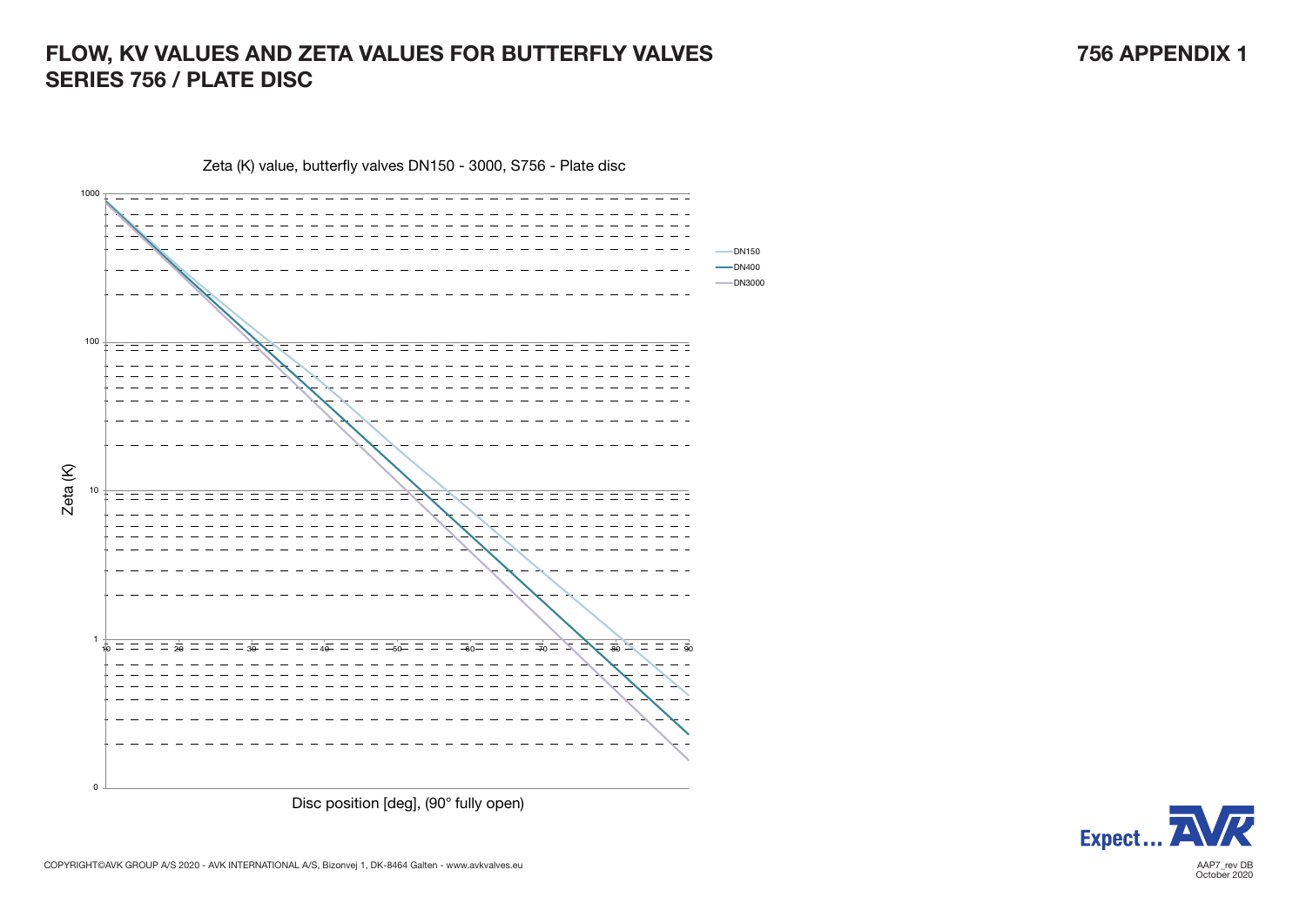# FLOW, KV VALUES AND ZETA VALUES FOR BUTTERFLY VALVES SERIES 756 / PLATE DISC

## 756 APPENDIX 1

Zeta (K) value, butterfly valves DN150 - 3000, S756 - Plate disc

Zeta (K)

1000

100

10

1

0

10 20 30 40 50 60 70 80 90

Disc position [deg], (90° fully open)

DN150
DN400
DN3000

COPYRIGHT©AVK GROUP A/S 2020 - AVK INTERNATIONAL A/S, Bizonvej 1, DK-8464 Galten - www.avkvalves.eu

AAP7_rev DB
October 2020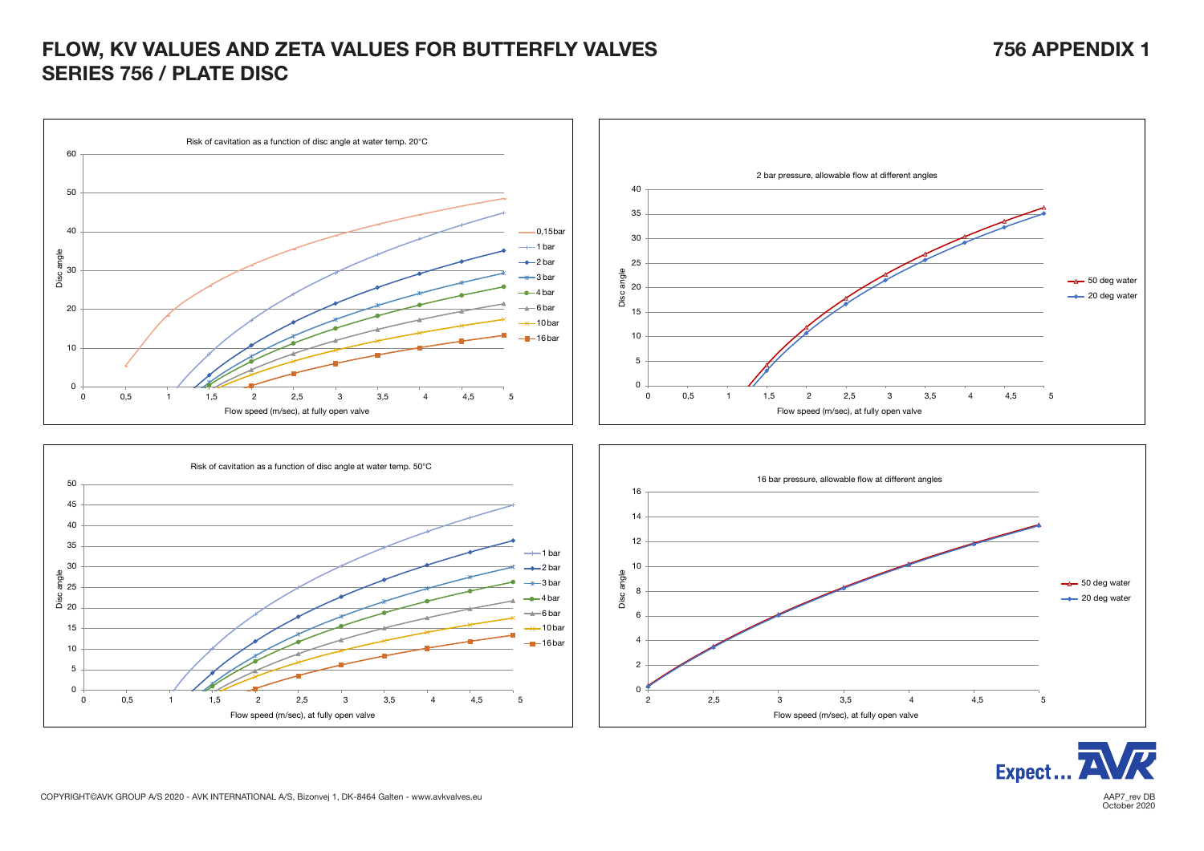# FLOW, KV VALUES AND ZETA VALUES FOR BUTTERFLY VALVES SERIES 756 / PLATE DISC

## 756 APPENDIX 1

Risk of cavitation as a function of disc angle at water temp. 20°C

Disc angle

60
50
40
30
20
10
0

0 0,5 1 1,5 2 2,5 3 3,5 4 4,5 5

Flow speed (m/sec), at fully open valve

0,15bar
1 bar
2 bar
3 bar
4 bar
6 bar
10 bar
16 bar

2 bar pressure, allowable flow at different angles

Disc angle

40
35
30
25
20
15
10
5
0

0 0,5 1 1,5 2 2,5 3 3,5 4 4,5 5

Flow speed (m/sec), at fully open valve

50 deg water
20 deg water

Risk of cavitation as a function of disc angle at water temp. 50°C

Disc angle

50
45
40
35
30
25
20
15
10
5
0

0 0,5 1 1,5 2 2,5 3 3,5 4 4,5 5

Flow speed (m/sec), at fully open valve

1 bar
2 bar
3 bar
4 bar
6 bar
10 bar
16 bar

16 bar pressure, allowable flow at different angles

Disc angle

16
14
12
10
8
6
4
2
0

2 2,5 3 3,5 4 4,5 5

Flow speed (m/sec), at fully open valve

50 deg water
20 deg water

Expect... AVK

COPYRIGHT©AVK GROUP A/S 2020 - AVK INTERNATIONAL A/S, Bizonvej 1, DK-8464 Galten - www.avkvalves.eu

AAP7_rev DB
October 2020